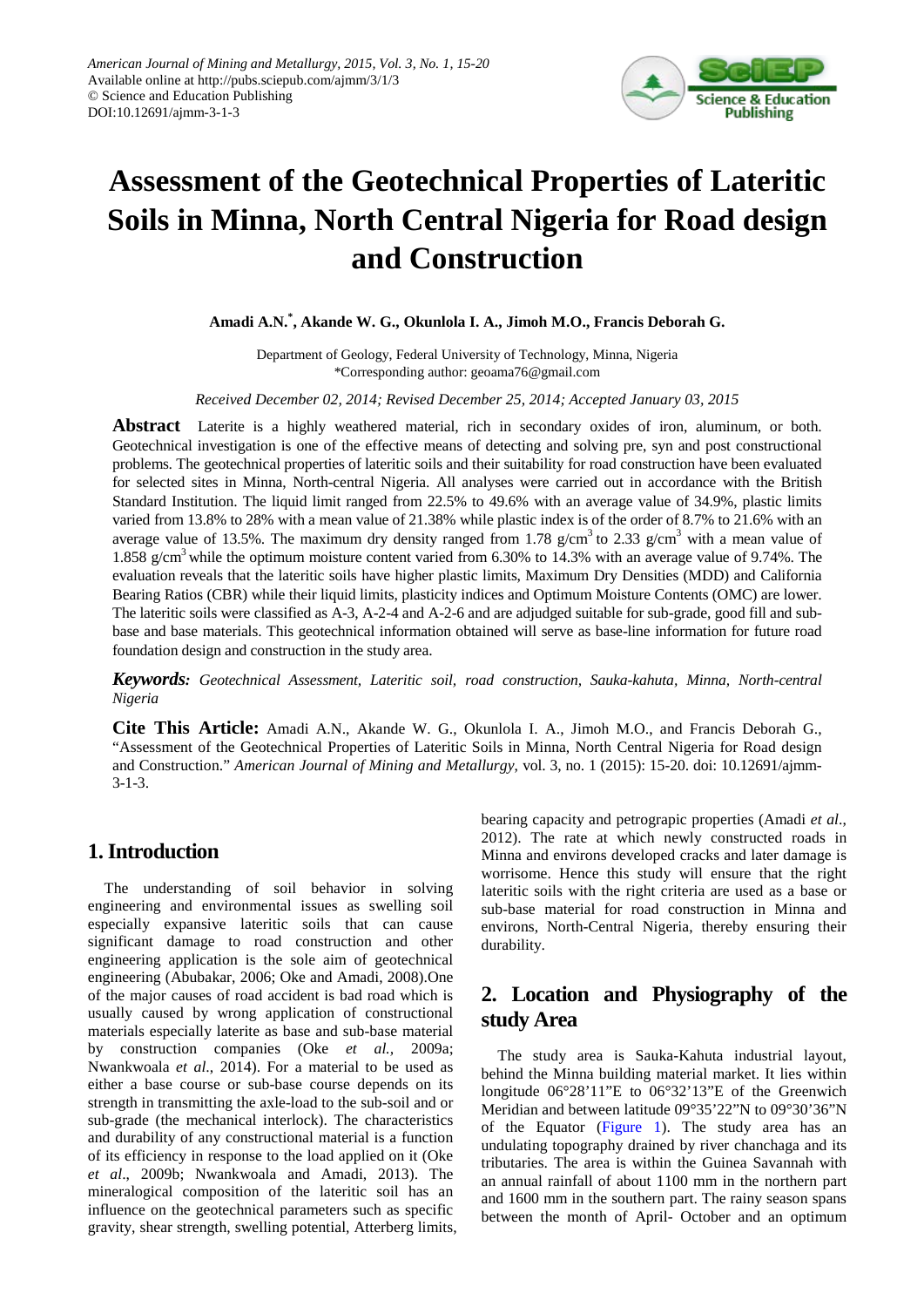# Assessment of the Geotechnical Properties of Lateritic Soils in Minna, North Central Nigeria for Road design and Construction

**Amadi A.N.[*], Akande W. G., Okunlola I. A., Jimoh M.O., Francis Deborah G.**

Department of Geology, Federal University of Technology, Minna, Nigeria
*Corresponding author: geoama76@gmail.com

*Received December 02, 2014; Revised December 25, 2014; Accepted January 03, 2015*

**Abstract** Laterite is a highly weathered material, rich in secondary oxides of iron, aluminum, or both. Geotechnical investigation is one of the effective means of detecting and solving pre, syn and post constructional problems. The geotechnical properties of lateritic soils and their suitability for road construction have been evaluated for selected sites in Minna, North-central Nigeria. All analyses were carried out in accordance with the British Standard Institution. The liquid limit ranged from 22.5% to 49.6% with an average value of 34.9%, plastic limits varied from 13.8% to 28% with a mean value of 21.38% while plastic index is of the order of 8.7% to 21.6% with an average value of 13.5%. The maximum dry density ranged from 1.78 g/cm$^3$ to 2.33 g/cm$^3$ with a mean value of 1.858 g/cm$^3$ while the optimum moisture content varied from 6.30% to 14.3% with an average value of 9.74%. The evaluation reveals that the lateritic soils have higher plastic limits, Maximum Dry Densities (MDD) and California Bearing Ratios (CBR) while their liquid limits, plasticity indices and Optimum Moisture Contents (OMC) are lower. The lateritic soils were classified as A-3, A-2-4 and A-2-6 and are adjudged suitable for sub-grade, good fill and sub-base and base materials. This geotechnical information obtained will serve as base-line information for future road foundation design and construction in the study area.

***Keywords:*** *Geotechnical Assessment, Lateritic soil, road construction, Sauka-kahuta, Minna, North-central Nigeria*

**Cite This Article:** Amadi A.N., Akande W. G., Okunlola I. A., Jimoh M.O., and Francis Deborah G., "Assessment of the Geotechnical Properties of Lateritic Soils in Minna, North Central Nigeria for Road design and Construction." *American Journal of Mining and Metallurgy*, vol. 3, no. 1 (2015): 15-20. doi: 10.12691/ajmm-3-1-3.

## 1. Introduction

The understanding of soil behavior in solving engineering and environmental issues as swelling soil especially expansive lateritic soils that can cause significant damage to road construction and other engineering application is the sole aim of geotechnical engineering (Abubakar, 2006; Oke and Amadi, 2008).One of the major causes of road accident is bad road which is usually caused by wrong application of constructional materials especially laterite as base and sub-base material by construction companies (Oke *et al.,* 2009a; Nwankwoala *et al*., 2014). For a material to be used as either a base course or sub-base course depends on its strength in transmitting the axle-load to the sub-soil and or sub-grade (the mechanical interlock). The characteristics and durability of any constructional material is a function of its efficiency in response to the load applied on it (Oke *et al*., 2009b; Nwankwoala and Amadi, 2013). The mineralogical composition of the lateritic soil has an influence on the geotechnical parameters such as specific gravity, shear strength, swelling potential, Atterberg limits, bearing capacity and petrograpic properties (Amadi *et al*., 2012). The rate at which newly constructed roads in Minna and environs developed cracks and later damage is worrisome. Hence this study will ensure that the right lateritic soils with the right criteria are used as a base or sub-base material for road construction in Minna and environs, North-Central Nigeria, thereby ensuring their durability.

## 2. Location and Physiography of the study Area

The study area is Sauka-Kahuta industrial layout, behind the Minna building material market. It lies within longitude 06°28'11"E to 06°32'13"E of the Greenwich Meridian and between latitude 09°35'22"N to 09°30'36"N of the Equator (Figure 1). The study area has an undulating topography drained by river chanchaga and its tributaries. The area is within the Guinea Savannah with an annual rainfall of about 1100 mm in the northern part and 1600 mm in the southern part. The rainy season spans between the month of April- October and an optimum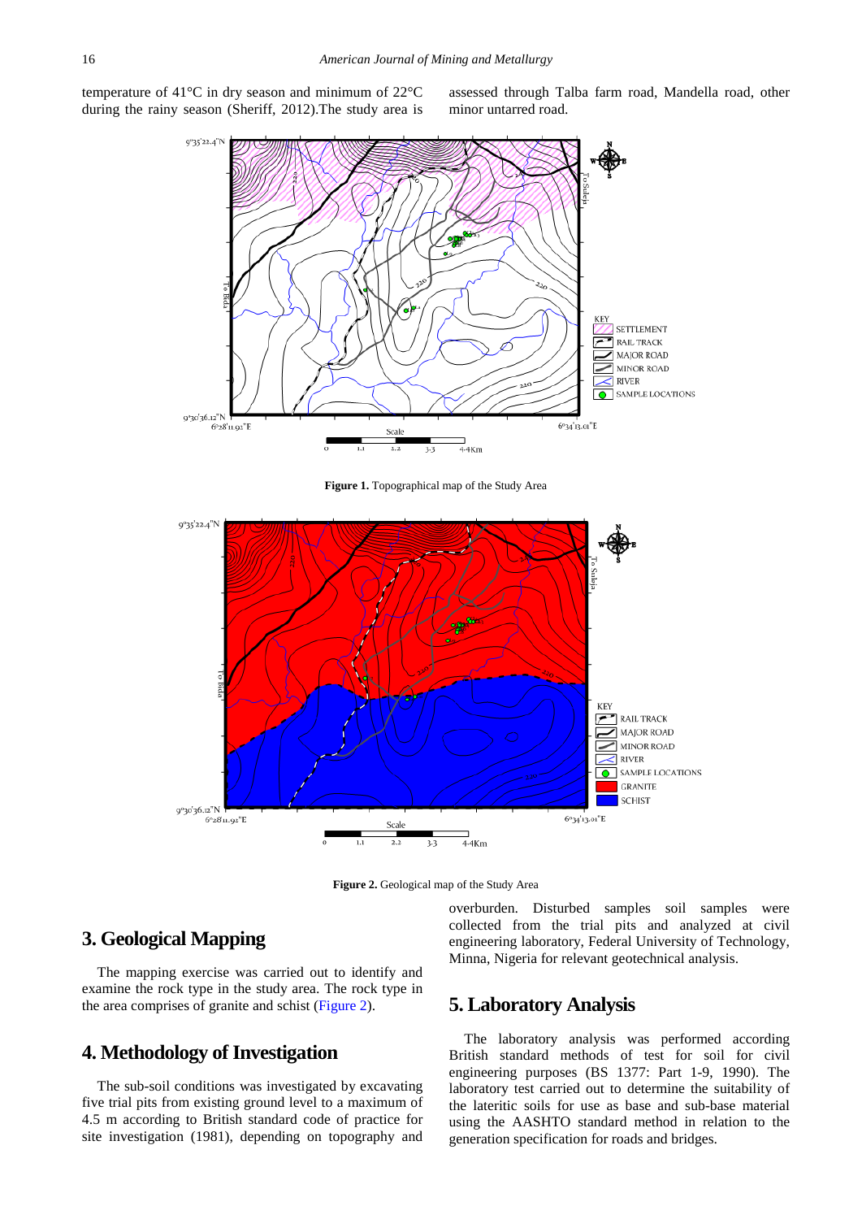temperature of 41°C in dry season and minimum of 22°C during the rainy season (Sheriff, 2012).The study area is assessed through Talba farm road, Mandella road, other minor untarred road.

**Figure 1.** Topographical map of the Study Area

**Figure 2.** Geological map of the Study Area

## 3. Geological Mapping

The mapping exercise was carried out to identify and examine the rock type in the study area. The rock type in the area comprises of granite and schist (Figure 2).

## 4. Methodology of Investigation

The sub-soil conditions was investigated by excavating five trial pits from existing ground level to a maximum of 4.5 m according to British standard code of practice for site investigation (1981), depending on topography and overburden. Disturbed samples soil samples were collected from the trial pits and analyzed at civil engineering laboratory, Federal University of Technology, Minna, Nigeria for relevant geotechnical analysis.

## 5. Laboratory Analysis

The laboratory analysis was performed according British standard methods of test for soil for civil engineering purposes (BS 1377: Part 1-9, 1990). The laboratory test carried out to determine the suitability of the lateritic soils for use as base and sub-base material using the AASHTO standard method in relation to the generation specification for roads and bridges.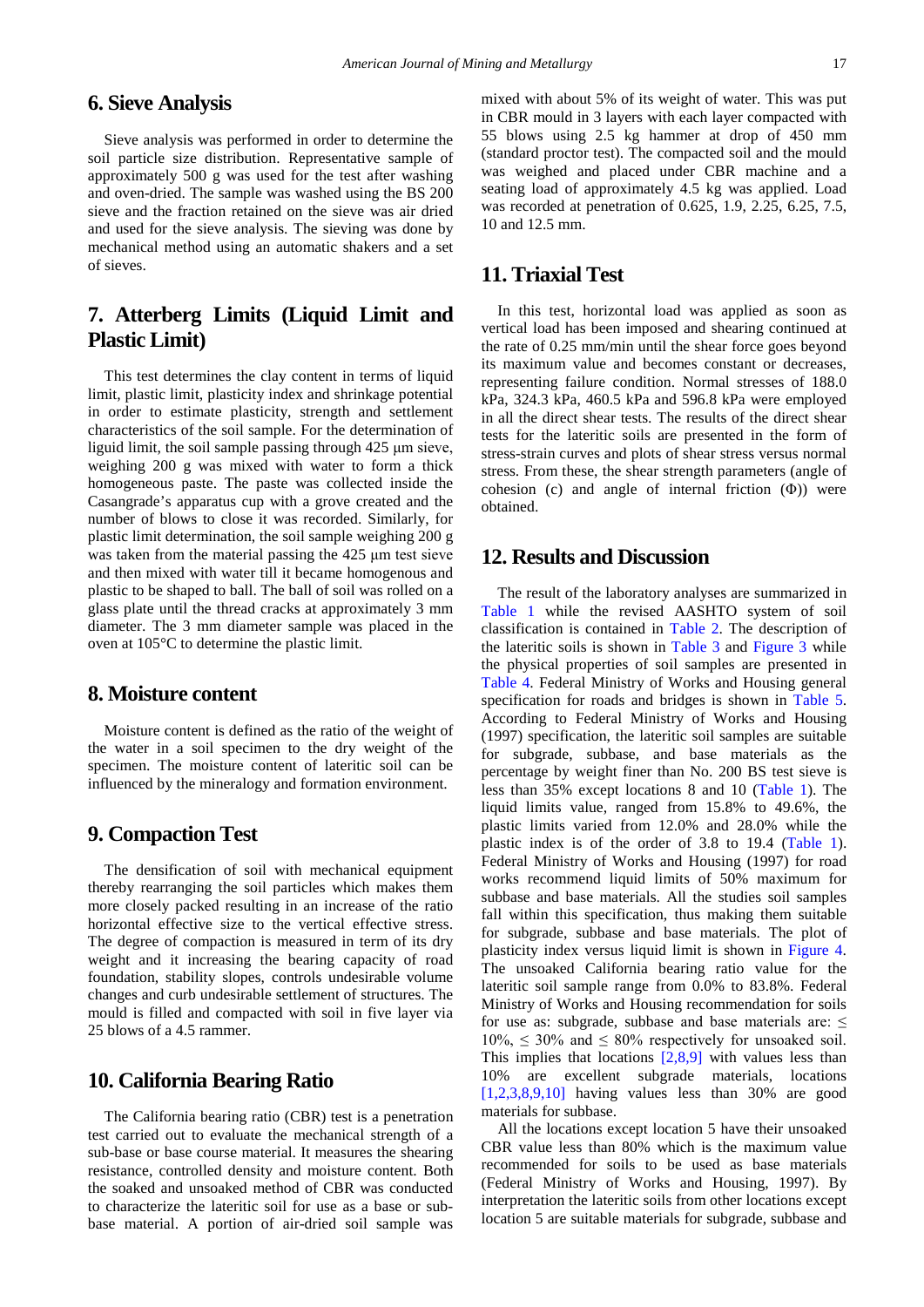## 6. Sieve Analysis

Sieve analysis was performed in order to determine the soil particle size distribution. Representative sample of approximately 500 g was used for the test after washing and oven-dried. The sample was washed using the BS 200 sieve and the fraction retained on the sieve was air dried and used for the sieve analysis. The sieving was done by mechanical method using an automatic shakers and a set of sieves.

## 7. Atterberg Limits (Liquid Limit and Plastic Limit)

This test determines the clay content in terms of liquid limit, plastic limit, plasticity index and shrinkage potential in order to estimate plasticity, strength and settlement characteristics of the soil sample. For the determination of liguid limit, the soil sample passing through 425 µm sieve, weighing 200 g was mixed with water to form a thick homogeneous paste. The paste was collected inside the Casangrade's apparatus cup with a grove created and the number of blows to close it was recorded. Similarly, for plastic limit determination, the soil sample weighing 200 g was taken from the material passing the 425 µm test sieve and then mixed with water till it became homogenous and plastic to be shaped to ball. The ball of soil was rolled on a glass plate until the thread cracks at approximately 3 mm diameter. The 3 mm diameter sample was placed in the oven at 105°C to determine the plastic limit.

## 8. Moisture content

Moisture content is defined as the ratio of the weight of the water in a soil specimen to the dry weight of the specimen. The moisture content of lateritic soil can be influenced by the mineralogy and formation environment.

## 9. Compaction Test

The densification of soil with mechanical equipment thereby rearranging the soil particles which makes them more closely packed resulting in an increase of the ratio horizontal effective size to the vertical effective stress. The degree of compaction is measured in term of its dry weight and it increasing the bearing capacity of road foundation, stability slopes, controls undesirable volume changes and curb undesirable settlement of structures. The mould is filled and compacted with soil in five layer via 25 blows of a 4.5 rammer.

## 10. California Bearing Ratio

The California bearing ratio (CBR) test is a penetration test carried out to evaluate the mechanical strength of a sub-base or base course material. It measures the shearing resistance, controlled density and moisture content. Both the soaked and unsoaked method of CBR was conducted to characterize the lateritic soil for use as a base or sub-base material. A portion of air-dried soil sample was mixed with about 5% of its weight of water. This was put in CBR mould in 3 layers with each layer compacted with 55 blows using 2.5 kg hammer at drop of 450 mm (standard proctor test). The compacted soil and the mould was weighed and placed under CBR machine and a seating load of approximately 4.5 kg was applied. Load was recorded at penetration of 0.625, 1.9, 2.25, 6.25, 7.5, 10 and 12.5 mm.

## 11. Triaxial Test

In this test, horizontal load was applied as soon as vertical load has been imposed and shearing continued at the rate of 0.25 mm/min until the shear force goes beyond its maximum value and becomes constant or decreases, representing failure condition. Normal stresses of 188.0 kPa, 324.3 kPa, 460.5 kPa and 596.8 kPa were employed in all the direct shear tests. The results of the direct shear tests for the lateritic soils are presented in the form of stress-strain curves and plots of shear stress versus normal stress. From these, the shear strength parameters (angle of cohesion (c) and angle of internal friction (Φ)) were obtained.

## 12. Results and Discussion

The result of the laboratory analyses are summarized in Table 1 while the revised AASHTO system of soil classification is contained in Table 2. The description of the lateritic soils is shown in Table 3 and Figure 3 while the physical properties of soil samples are presented in Table 4. Federal Ministry of Works and Housing general specification for roads and bridges is shown in Table 5. According to Federal Ministry of Works and Housing (1997) specification, the lateritic soil samples are suitable for subgrade, subbase, and base materials as the percentage by weight finer than No. 200 BS test sieve is less than 35% except locations 8 and 10 (Table 1). The liquid limits value, ranged from 15.8% to 49.6%, the plastic limits varied from 12.0% and 28.0% while the plastic index is of the order of 3.8 to 19.4 (Table 1). Federal Ministry of Works and Housing (1997) for road works recommend liquid limits of 50% maximum for subbase and base materials. All the studies soil samples fall within this specification, thus making them suitable for subgrade, subbase and base materials. The plot of plasticity index versus liquid limit is shown in Figure 4. The unsoaked California bearing ratio value for the lateritic soil sample range from 0.0% to 83.8%. Federal Ministry of Works and Housing recommendation for soils for use as: subgrade, subbase and base materials are: ≤ 10%, ≤ 30% and ≤ 80% respectively for unsoaked soil. This implies that locations [2,8,9] with values less than 10% are excellent subgrade materials, locations [1,2,3,8,9,10] having values less than 30% are good materials for subbase.

All the locations except location 5 have their unsoaked CBR value less than 80% which is the maximum value recommended for soils to be used as base materials (Federal Ministry of Works and Housing, 1997). By interpretation the lateritic soils from other locations except location 5 are suitable materials for subgrade, subbase and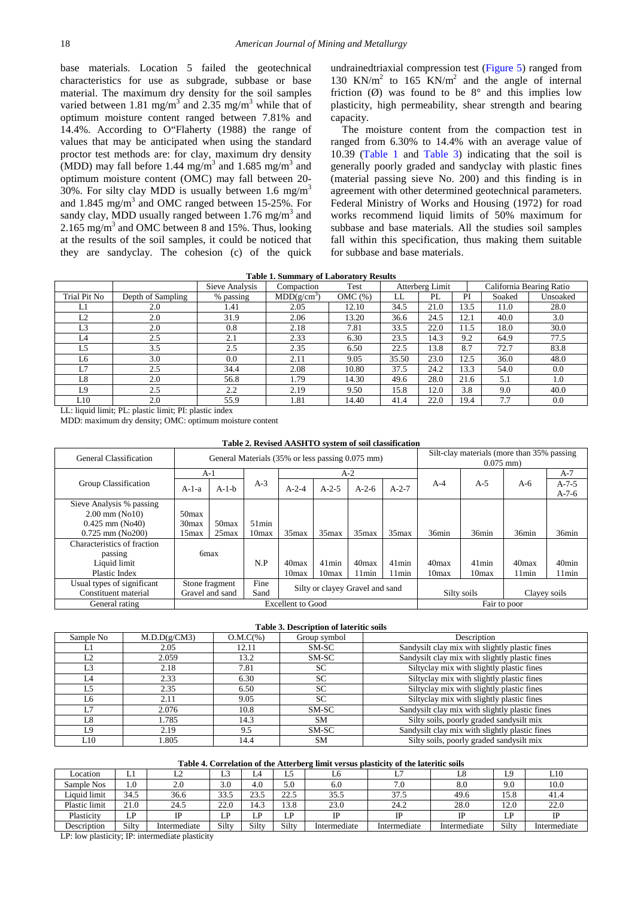base materials. Location 5 failed the geotechnical characteristics for use as subgrade, subbase or base material. The maximum dry density for the soil samples varied between 1.81 mg/m$^3$ and 2.35 mg/m$^3$ while that of optimum moisture content ranged between 7.81% and 14.4%. According to O"Flaherty (1988) the range of values that may be anticipated when using the standard proctor test methods are: for clay, maximum dry density (MDD) may fall before 1.44 mg/m$^3$ and 1.685 mg/m$^3$ and optimum moisture content (OMC) may fall between 20-30%. For silty clay MDD is usually between 1.6 mg/m$^3$ and 1.845 mg/m$^3$ and OMC ranged between 15-25%. For sandy clay, MDD usually ranged between 1.76 mg/m$^3$ and 2.165 mg/m$^3$ and OMC between 8 and 15%. Thus, looking at the results of the soil samples, it could be noticed that they are sandyclay. The cohesion (c) of the quick undrainedtriaxial compression test (Figure 5) ranged from 130 KN/m$^2$ to 165 KN/m$^2$ and the angle of internal friction (Ø) was found to be 8° and this implies low plasticity, high permeability, shear strength and bearing capacity.

The moisture content from the compaction test in ranged from 6.30% to 14.4% with an average value of 10.39 (Table 1 and Table 3) indicating that the soil is generally poorly graded and sandyclay with plastic fines (material passing sieve No. 200) and this finding is in agreement with other determined geotechnical parameters. Federal Ministry of Works and Housing (1972) for road works recommend liquid limits of 50% maximum for subbase and base materials. All the studies soil samples fall within this specification, thus making them suitable for subbase and base materials.

**Table 1. Summary of Laboratory Results**

| | | Sieve Analysis | Compaction | Test | Atterberg Limit | | | California Bearing Ratio | |
|---|---|---|---|---|---|---|---|---|---|
| Trial Pit No | Depth of Sampling | % passing | MDD(g/cm$^3$) | OMC (%) | LL | PL | PI | Soaked | Unsoaked |
| L1 | 2.0 | 1.41 | 2.05 | 12.10 | 34.5 | 21.0 | 13.5 | 11.0 | 28.0 |
| L2 | 2.0 | 31.9 | 2.06 | 13.20 | 36.6 | 24.5 | 12.1 | 40.0 | 3.0 |
| L3 | 2.0 | 0.8 | 2.18 | 7.81 | 33.5 | 22.0 | 11.5 | 18.0 | 30.0 |
| L4 | 2.5 | 2.1 | 2.33 | 6.30 | 23.5 | 14.3 | 9.2 | 64.9 | 77.5 |
| L5 | 3.5 | 2.5 | 2.35 | 6.50 | 22.5 | 13.8 | 8.7 | 72.7 | 83.8 |
| L6 | 3.0 | 0.0 | 2.11 | 9.05 | 35.50 | 23.0 | 12.5 | 36.0 | 48.0 |
| L7 | 2.5 | 34.4 | 2.08 | 10.80 | 37.5 | 24.2 | 13.3 | 54.0 | 0.0 |
| L8 | 2.0 | 56.8 | 1.79 | 14.30 | 49.6 | 28.0 | 21.6 | 5.1 | 1.0 |
| L9 | 2.5 | 2.2 | 2.19 | 9.50 | 15.8 | 12.0 | 3.8 | 9.0 | 40.0 |
| L10 | 2.0 | 55.9 | 1.81 | 14.40 | 41.4 | 22.0 | 19.4 | 7.7 | 0.0 |

LL: liquid limit; PL: plastic limit; PI: plastic index

MDD: maximum dry density; OMC: optimum moisture content

**Table 2. Revised AASHTO system of soil classification**

| General Classification | General Materials (35% or less passing 0.075 mm) | | | | | | | Silt-clay materials (more than 35% passing 0.075 mm) | | | |
|---|---|---|---|---|---|---|---|---|---|---|---|
| Group Classification | A-1 | | A-3 | A-2 | | | | A-4 | A-5 | A-6 | A-7 |
| | A-1-a | A-1-b | | A-2-4 | A-2-5 | A-2-6 | A-2-7 | | | | A-7-5 A-7-6 |
| Sieve Analysis % passing | | | | | | | | | | | |
| 2.00 mm (No10) | 50max | | | | | | | | | | |
| 0.425 mm (No40) | 30max | 50max | 51min | | | | | | | | |
| 0.725 mm (No200) | 15max | 25max | 10max | 35max | 35max | 35max | 35max | 36min | 36min | 36min | 36min |
| Characteristics of fraction passing | 6max | | | | | | | | | | |
| Liquid limit | | | N.P | 40max | 41min | 40max | 41min | 40max | 41min | 40max | 40min |
| Plastic Index | | | | 10max | 10max | 11min | 11min | 10max | 10max | 11min | 11min |
| Usual types of significant Constituent material | Stone fragment Gravel and sand | | Fine Sand | Silty or clayey Gravel and sand | | | | Silty soils | | Clayey soils | |
| General rating | Excellent to Good | | | | | | | Fair to poor | | | |

**Table 3. Description of lateritic soils**

| Sample No | M.D.D(g/CM3) | O.M.C(%) | Group symbol | Description |
|---|---|---|---|---|
| L1 | 2.05 | 12.11 | SM-SC | Sandysilt clay mix with slightly plastic fines |
| L2 | 2.059 | 13.2 | SM-SC | Sandysilt clay mix with slightly plastic fines |
| L3 | 2.18 | 7.81 | SC | Siltyclay mix with slightly plastic fines |
| L4 | 2.33 | 6.30 | SC | Siltyclay mix with slightly plastic fines |
| L5 | 2.35 | 6.50 | SC | Siltyclay mix with slightly plastic fines |
| L6 | 2.11 | 9.05 | SC | Siltyclay mix with slightly plastic fines |
| L7 | 2.076 | 10.8 | SM-SC | Sandysilt clay mix with slightly plastic fines |
| L8 | 1.785 | 14.3 | SM | Silty soils, poorly graded sandysilt mix |
| L9 | 2.19 | 9.5 | SM-SC | Sandysilt clay mix with slightly plastic fines |
| L10 | 1.805 | 14.4 | SM | Silty soils, poorly graded sandysilt mix |

**Table 4. Correlation of the Atterberg limit versus plasticity of the lateritic soils**

| Location | L1 | L2 | L3 | L4 | L5 | L6 | L7 | L8 | L9 | L10 |
|---|---|---|---|---|---|---|---|---|---|---|
| Sample Nos | 1.0 | 2.0 | 3.0 | 4.0 | 5.0 | 6.0 | 7.0 | 8.0 | 9.0 | 10.0 |
| Liquid limit | 34.5 | 36.6 | 33.5 | 23.5 | 22.5 | 35.5 | 37.5 | 49.6 | 15.8 | 41.4 |
| Plastic limit | 21.0 | 24.5 | 22.0 | 14.3 | 13.8 | 23.0 | 24.2 | 28.0 | 12.0 | 22.0 |
| Plasticity | LP | IP | LP | LP | LP | IP | IP | IP | LP | IP |
| Description | Silty | Intermediate | Silty | Silty | Silty | Intermediate | Intermediate | Intermediate | Silty | Intermediate |

LP: low plasticity; IP: intermediate plasticity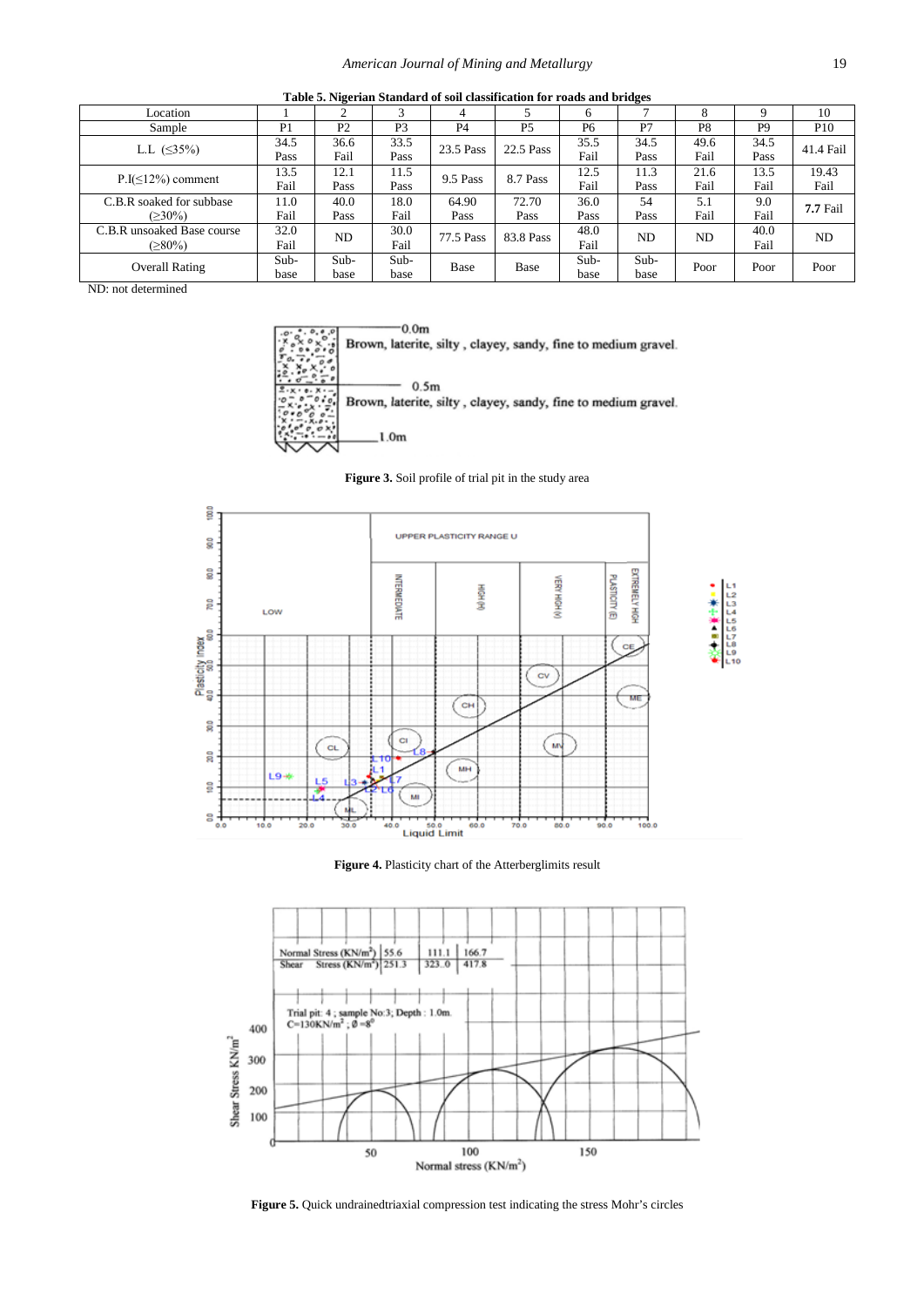**Table 5. Nigerian Standard of soil classification for roads and bridges**

| Location | 1 | 2 | 3 | 4 | 5 | 6 | 7 | 8 | 9 | 10 |
|---|---|---|---|---|---|---|---|---|---|---|
| Sample | P1 | P2 | P3 | P4 | P5 | P6 | P7 | P8 | P9 | P10 |
| L.L (≤35%) | 34.5 Pass | 36.6 Fail | 33.5 Pass | 23.5 Pass | 22.5 Pass | 35.5 Fail | 34.5 Pass | 49.6 Fail | 34.5 Pass | 41.4 Fail |
| P.I(≤12%) comment | 13.5 Fail | 12.1 Pass | 11.5 Pass | 9.5 Pass | 8.7 Pass | 12.5 Fail | 11.3 Pass | 21.6 Fail | 13.5 Fail | 19.43 Fail |
| C.B.R soaked for subbase (≥30%) | 11.0 Fail | 40.0 Pass | 18.0 Fail | 64.90 Pass | 72.70 Pass | 36.0 Pass | 54 Pass | 5.1 Fail | 9.0 Fail | **7.7** Fail |
| C.B.R unsoaked Base course (≥80%) | 32.0 Fail | ND | 30.0 Fail | 77.5 Pass | 83.8 Pass | 48.0 Fail | ND | ND | 40.0 Fail | ND |
| Overall Rating | Sub-base | Sub-base | Sub-base | Base | Base | Sub-base | Sub-base | Poor | Poor | Poor |

ND: not determined

**Figure 3.** Soil profile of trial pit in the study area

**Figure 4.** Plasticity chart of the Atterberglimits result

**Figure 5.** Quick undrainedtriaxial compression test indicating the stress Mohr's circles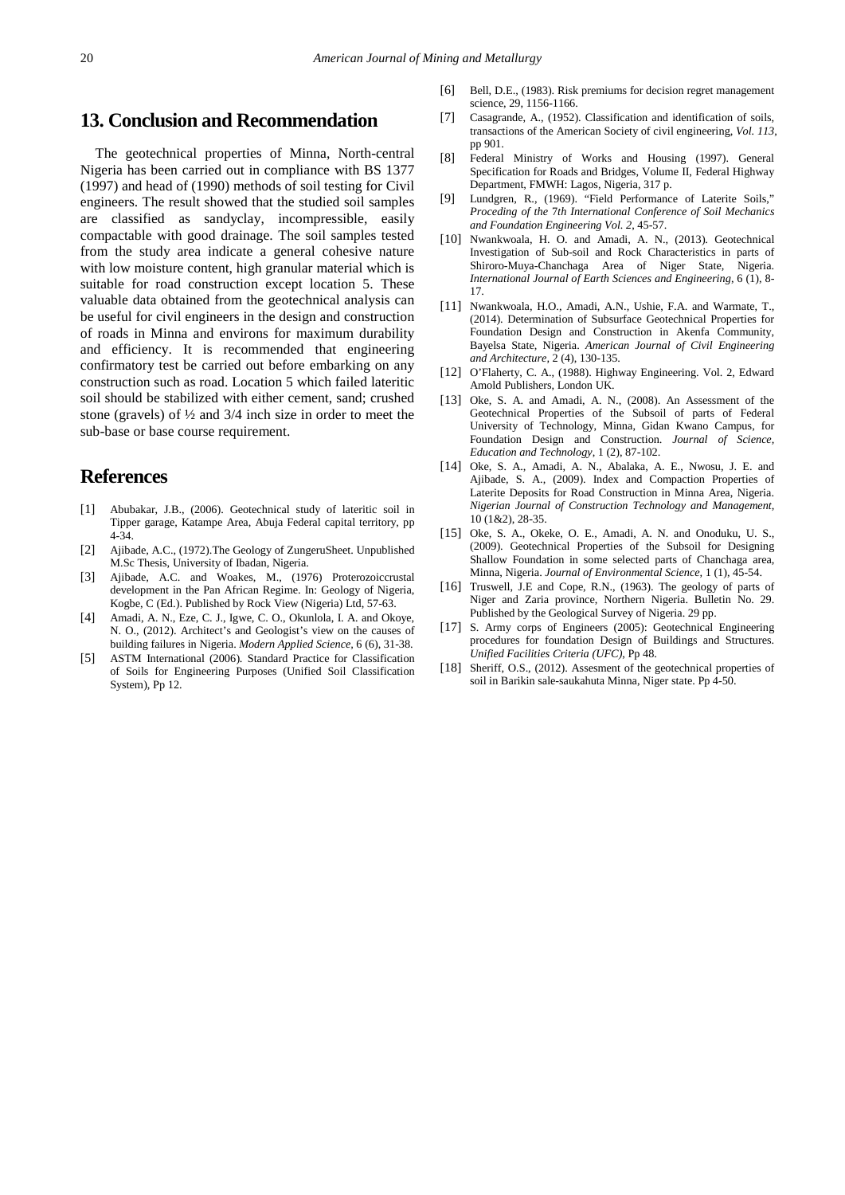## 13. Conclusion and Recommendation

The geotechnical properties of Minna, North-central Nigeria has been carried out in compliance with BS 1377 (1997) and head of (1990) methods of soil testing for Civil engineers. The result showed that the studied soil samples are classified as sandyclay, incompressible, easily compactable with good drainage. The soil samples tested from the study area indicate a general cohesive nature with low moisture content, high granular material which is suitable for road construction except location 5. These valuable data obtained from the geotechnical analysis can be useful for civil engineers in the design and construction of roads in Minna and environs for maximum durability and efficiency. It is recommended that engineering confirmatory test be carried out before embarking on any construction such as road. Location 5 which failed lateritic soil should be stabilized with either cement, sand; crushed stone (gravels) of ½ and 3/4 inch size in order to meet the sub-base or base course requirement.

## References

[1] Abubakar, J.B., (2006). Geotechnical study of lateritic soil in Tipper garage, Katampe Area, Abuja Federal capital territory, pp 4-34.

[2] Ajibade, A.C., (1972).The Geology of ZungeruSheet. Unpublished M.Sc Thesis, University of Ibadan, Nigeria.

[3] Ajibade, A.C. and Woakes, M., (1976) Proterozoiccrustal development in the Pan African Regime. In: Geology of Nigeria, Kogbe, C (Ed.). Published by Rock View (Nigeria) Ltd, 57-63.

[4] Amadi, A. N., Eze, C. J., Igwe, C. O., Okunlola, I. A. and Okoye, N. O., (2012). Architect's and Geologist's view on the causes of building failures in Nigeria. *Modern Applied Science*, 6 (6), 31-38.

[5] ASTM International (2006). Standard Practice for Classification of Soils for Engineering Purposes (Unified Soil Classification System), Pp 12.

[6] Bell, D.E., (1983). Risk premiums for decision regret management science, 29, 1156-1166.

[7] Casagrande, A., (1952). Classification and identification of soils, transactions of the American Society of civil engineering, *Vol. 113*, pp 901.

[8] Federal Ministry of Works and Housing (1997). General Specification for Roads and Bridges, Volume II, Federal Highway Department, FMWH: Lagos, Nigeria, 317 p.

[9] Lundgren, R., (1969). "Field Performance of Laterite Soils," *Proceding of the 7th International Conference of Soil Mechanics and Foundation Engineering Vol. 2*, 45-57.

[10] Nwankwoala, H. O. and Amadi, A. N., (2013). Geotechnical Investigation of Sub-soil and Rock Characteristics in parts of Shiroro-Muya-Chanchaga Area of Niger State, Nigeria. *International Journal of Earth Sciences and Engineering*, 6 (1), 8-17.

[11] Nwankwoala, H.O., Amadi, A.N., Ushie, F.A. and Warmate, T., (2014). Determination of Subsurface Geotechnical Properties for Foundation Design and Construction in Akenfa Community, Bayelsa State, Nigeria. *American Journal of Civil Engineering and Architecture*, 2 (4), 130-135.

[12] O'Flaherty, C. A., (1988). Highway Engineering. Vol. 2, Edward Amold Publishers, London UK.

[13] Oke, S. A. and Amadi, A. N., (2008). An Assessment of the Geotechnical Properties of the Subsoil of parts of Federal University of Technology, Minna, Gidan Kwano Campus, for Foundation Design and Construction. *Journal of Science, Education and Technology*, 1 (2), 87-102.

[14] Oke, S. A., Amadi, A. N., Abalaka, A. E., Nwosu, J. E. and Ajibade, S. A., (2009). Index and Compaction Properties of Laterite Deposits for Road Construction in Minna Area, Nigeria. *Nigerian Journal of Construction Technology and Management*, 10 (1&2), 28-35.

[15] Oke, S. A., Okeke, O. E., Amadi, A. N. and Onoduku, U. S., (2009). Geotechnical Properties of the Subsoil for Designing Shallow Foundation in some selected parts of Chanchaga area, Minna, Nigeria. *Journal of Environmental Science*, 1 (1), 45-54.

[16] Truswell, J.E and Cope, R.N., (1963). The geology of parts of Niger and Zaria province, Northern Nigeria. Bulletin No. 29. Published by the Geological Survey of Nigeria. 29 pp.

[17] S. Army corps of Engineers (2005): Geotechnical Engineering procedures for foundation Design of Buildings and Structures. *Unified Facilities Criteria (UFC)*, Pp 48.

[18] Sheriff, O.S., (2012). Assesment of the geotechnical properties of soil in Barikin sale-saukahuta Minna, Niger state. Pp 4-50.